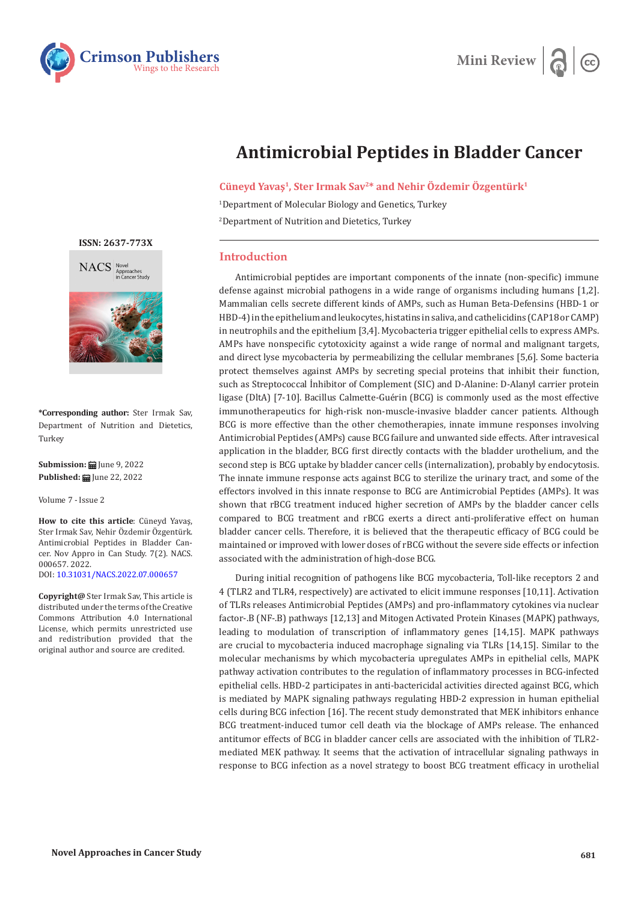Mini Review

# Antimicrobial Peptides in Bladder Cancer

**Cüneyd Yavaş[1], Ster Irmak Sav[2]* and Nehir Özdemir Özgentürk[1]**

[1]Department of Molecular Biology and Genetics, Turkey

[2]Department of Nutrition and Dietetics, Turkey

**ISSN: 2637-773X**

**\*Corresponding author:** Ster Irmak Sav, Department of Nutrition and Dietetics, Turkey

**Submission:** June 9, 2022
**Published:** June 22, 2022

Volume 7 - Issue 2

**How to cite this article**: Cüneyd Yavaş, Ster Irmak Sav, Nehir Özdemir Özgentürk. Antimicrobial Peptides in Bladder Cancer. Nov Appro in Can Study. 7(2). NACS. 000657. 2022.
DOI: 10.31031/NACS.2022.07.000657

**Copyright@** Ster Irmak Sav, This article is distributed under the terms of the Creative Commons Attribution 4.0 International License, which permits unrestricted use and redistribution provided that the original author and source are credited.

## Introduction

Antimicrobial peptides are important components of the innate (non-specific) immune defense against microbial pathogens in a wide range of organisms including humans [1,2]. Mammalian cells secrete different kinds of AMPs, such as Human Beta-Defensins (HBD-1 or HBD-4) in the epithelium and leukocytes, histatins in saliva, and cathelicidins (CAP18 or CAMP) in neutrophils and the epithelium [3,4]. Mycobacteria trigger epithelial cells to express AMPs. AMPs have nonspecific cytotoxicity against a wide range of normal and malignant targets, and direct lyse mycobacteria by permeabilizing the cellular membranes [5,6]. Some bacteria protect themselves against AMPs by secreting special proteins that inhibit their function, such as Streptococcal İnhibitor of Complement (SIC) and D-Alanine: D-Alanyl carrier protein ligase (DltA) [7-10]. Bacillus Calmette-Guérin (BCG) is commonly used as the most effective immunotherapeutics for high-risk non-muscle-invasive bladder cancer patients. Although BCG is more effective than the other chemotherapies, innate immune responses involving Antimicrobial Peptides (AMPs) cause BCG failure and unwanted side effects. After intravesical application in the bladder, BCG first directly contacts with the bladder urothelium, and the second step is BCG uptake by bladder cancer cells (internalization), probably by endocytosis. The innate immune response acts against BCG to sterilize the urinary tract, and some of the effectors involved in this innate response to BCG are Antimicrobial Peptides (AMPs). It was shown that rBCG treatment induced higher secretion of AMPs by the bladder cancer cells compared to BCG treatment and rBCG exerts a direct anti-proliferative effect on human bladder cancer cells. Therefore, it is believed that the therapeutic efficacy of BCG could be maintained or improved with lower doses of rBCG without the severe side effects or infection associated with the administration of high-dose BCG.

During initial recognition of pathogens like BCG mycobacteria, Toll-like receptors 2 and 4 (TLR2 and TLR4, respectively) are activated to elicit immune responses [10,11]. Activation of TLRs releases Antimicrobial Peptides (AMPs) and pro-inflammatory cytokines via nuclear factor-.B (NF-.B) pathways [12,13] and Mitogen Activated Protein Kinases (MAPK) pathways, leading to modulation of transcription of inflammatory genes [14,15]. MAPK pathways are crucial to mycobacteria induced macrophage signaling via TLRs [14,15]. Similar to the molecular mechanisms by which mycobacteria upregulates AMPs in epithelial cells, MAPK pathway activation contributes to the regulation of inflammatory processes in BCG-infected epithelial cells. HBD-2 participates in anti-bactericidal activities directed against BCG, which is mediated by MAPK signaling pathways regulating HBD-2 expression in human epithelial cells during BCG infection [16]. The recent study demonstrated that MEK inhibitors enhance BCG treatment-induced tumor cell death via the blockage of AMPs release. The enhanced antitumor effects of BCG in bladder cancer cells are associated with the inhibition of TLR2-mediated MEK pathway. It seems that the activation of intracellular signaling pathways in response to BCG infection as a novel strategy to boost BCG treatment efficacy in urothelial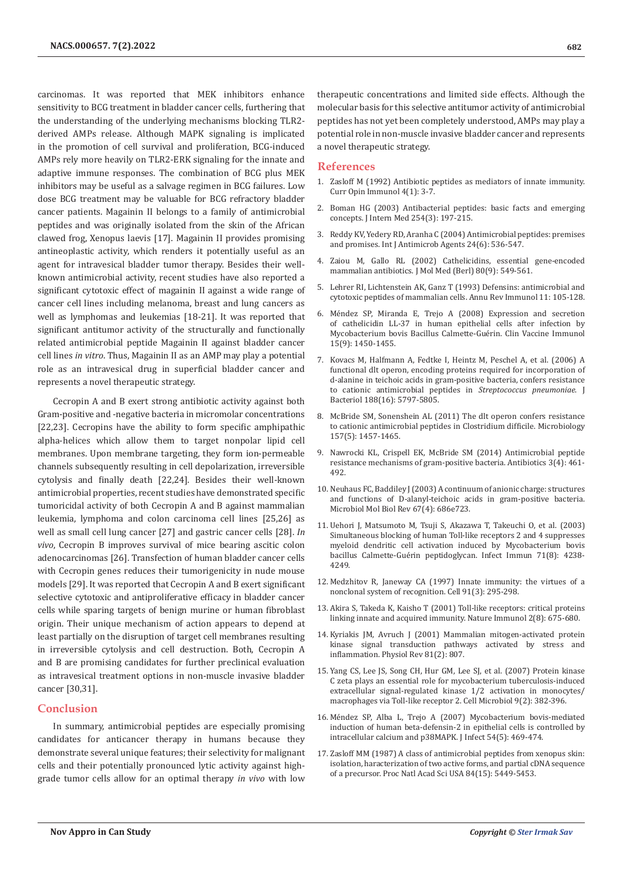carcinomas. It was reported that MEK inhibitors enhance sensitivity to BCG treatment in bladder cancer cells, furthering that the understanding of the underlying mechanisms blocking TLR2-derived AMPs release. Although MAPK signaling is implicated in the promotion of cell survival and proliferation, BCG-induced AMPs rely more heavily on TLR2-ERK signaling for the innate and adaptive immune responses. The combination of BCG plus MEK inhibitors may be useful as a salvage regimen in BCG failures. Low dose BCG treatment may be valuable for BCG refractory bladder cancer patients. Magainin II belongs to a family of antimicrobial peptides and was originally isolated from the skin of the African clawed frog, Xenopus laevis [17]. Magainin II provides promising antineoplastic activity, which renders it potentially useful as an agent for intravesical bladder tumor therapy. Besides their well-known antimicrobial activity, recent studies have also reported a significant cytotoxic effect of magainin II against a wide range of cancer cell lines including melanoma, breast and lung cancers as well as lymphomas and leukemias [18-21]. It was reported that significant antitumor activity of the structurally and functionally related antimicrobial peptide Magainin II against bladder cancer cell lines *in vitro*. Thus, Magainin II as an AMP may play a potential role as an intravesical drug in superficial bladder cancer and represents a novel therapeutic strategy.

Cecropin A and B exert strong antibiotic activity against both Gram-positive and -negative bacteria in micromolar concentrations [22,23]. Cecropins have the ability to form specific amphipathic alpha-helices which allow them to target nonpolar lipid cell membranes. Upon membrane targeting, they form ion-permeable channels subsequently resulting in cell depolarization, irreversible cytolysis and finally death [22,24]. Besides their well-known antimicrobial properties, recent studies have demonstrated specific tumoricidal activity of both Cecropin A and B against mammalian leukemia, lymphoma and colon carcinoma cell lines [25,26] as well as small cell lung cancer [27] and gastric cancer cells [28]. *In vivo*, Cecropin B improves survival of mice bearing ascitic colon adenocarcinomas [26]. Transfection of human bladder cancer cells with Cecropin genes reduces their tumorigenicity in nude mouse models [29]. It was reported that Cecropin A and B exert significant selective cytotoxic and antiproliferative efficacy in bladder cancer cells while sparing targets of benign murine or human fibroblast origin. Their unique mechanism of action appears to depend at least partially on the disruption of target cell membranes resulting in irreversible cytolysis and cell destruction. Both, Cecropin A and B are promising candidates for further preclinical evaluation as intravesical treatment options in non-muscle invasive bladder cancer [30,31].

## Conclusion

In summary, antimicrobial peptides are especially promising candidates for anticancer therapy in humans because they demonstrate several unique features; their selectivity for malignant cells and their potentially pronounced lytic activity against high-grade tumor cells allow for an optimal therapy *in vivo* with low therapeutic concentrations and limited side effects. Although the molecular basis for this selective antitumor activity of antimicrobial peptides has not yet been completely understood, AMPs may play a potential role in non-muscle invasive bladder cancer and represents a novel therapeutic strategy.

## References

1. Zasloff M (1992) Antibiotic peptides as mediators of innate immunity. Curr Opin Immunol 4(1): 3-7.
2. Boman HG (2003) Antibacterial peptides: basic facts and emerging concepts. J Intern Med 254(3): 197-215.
3. Reddy KV, Yedery RD, Aranha C (2004) Antimicrobial peptides: premises and promises. Int J Antimicrob Agents 24(6): 536-547.
4. Zaiou M, Gallo RL (2002) Cathelicidins, essential gene-encoded mammalian antibiotics. J Mol Med (Berl) 80(9): 549-561.
5. Lehrer RI, Lichtenstein AK, Ganz T (1993) Defensins: antimicrobial and cytotoxic peptides of mammalian cells. Annu Rev Immunol 11: 105-128.
6. Méndez SP, Miranda E, Trejo A (2008) Expression and secretion of cathelicidin LL-37 in human epithelial cells after infection by Mycobacterium bovis Bacillus Calmette-Guérin. Clin Vaccine Immunol 15(9): 1450-1455.
7. Kovacs M, Halfmann A, Fedtke I, Heintz M, Peschel A, et al. (2006) A functional dlt operon, encoding proteins required for incorporation of d-alanine in teichoic acids in gram-positive bacteria, confers resistance to cationic antimicrobial peptides in *Streptococcus pneumoniae*. J Bacteriol 188(16): 5797-5805.
8. McBride SM, Sonenshein AL (2011) The dlt operon confers resistance to cationic antimicrobial peptides in Clostridium difficile. Microbiology 157(5): 1457-1465.
9. Nawrocki KL, Crispell EK, McBride SM (2014) Antimicrobial peptide resistance mechanisms of gram-positive bacteria. Antibiotics 3(4): 461-492.
10. Neuhaus FC, Baddiley J (2003) A continuum of anionic charge: structures and functions of D-alanyl-teichoic acids in gram-positive bacteria. Microbiol Mol Biol Rev 67(4): 686e723.
11. Uehori J, Matsumoto M, Tsuji S, Akazawa T, Takeuchi O, et al. (2003) Simultaneous blocking of human Toll-like receptors 2 and 4 suppresses myeloid dendritic cell activation induced by Mycobacterium bovis bacillus Calmette-Guérin peptidoglycan. Infect Immun 71(8): 4238-4249.
12. Medzhitov R, Janeway CA (1997) Innate immunity: the virtues of a nonclonal system of recognition. Cell 91(3): 295-298.
13. Akira S, Takeda K, Kaisho T (2001) Toll-like receptors: critical proteins linking innate and acquired immunity. Nature Immunol 2(8): 675-680.
14. Kyriakis JM, Avruch J (2001) Mammalian mitogen-activated protein kinase signal transduction pathways activated by stress and inflammation. Physiol Rev 81(2): 807.
15. Yang CS, Lee JS, Song CH, Hur GM, Lee SJ, et al. (2007) Protein kinase C zeta plays an essential role for mycobacterium tuberculosis-induced extracellular signal-regulated kinase 1/2 activation in monocytes/macrophages via Toll-like receptor 2. Cell Microbiol 9(2): 382-396.
16. Méndez SP, Alba L, Trejo A (2007) Mycobacterium bovis-mediated induction of human beta-defensin-2 in epithelial cells is controlled by intracellular calcium and p38MAPK. J Infect 54(5): 469-474.
17. Zasloff MM (1987) A class of antimicrobial peptides from xenopus skin: isolation, haracterization of two active forms, and partial cDNA sequence of a precursor. Proc Natl Acad Sci USA 84(15): 5449-5453.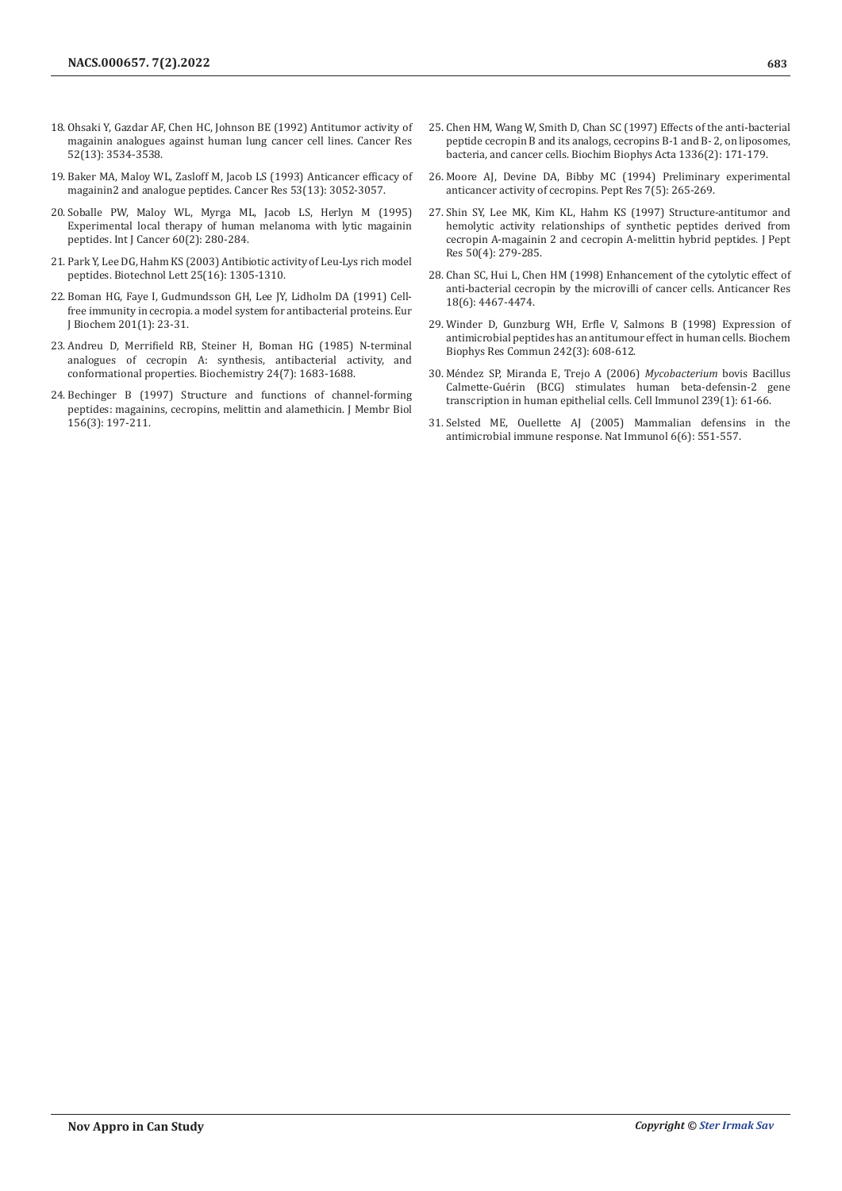18. Ohsaki Y, Gazdar AF, Chen HC, Johnson BE (1992) Antitumor activity of magainin analogues against human lung cancer cell lines. Cancer Res 52(13): 3534-3538.
19. Baker MA, Maloy WL, Zasloff M, Jacob LS (1993) Anticancer efficacy of magainin2 and analogue peptides. Cancer Res 53(13): 3052-3057.
20. Soballe PW, Maloy WL, Myrga ML, Jacob LS, Herlyn M (1995) Experimental local therapy of human melanoma with lytic magainin peptides. Int J Cancer 60(2): 280-284.
21. Park Y, Lee DG, Hahm KS (2003) Antibiotic activity of Leu-Lys rich model peptides. Biotechnol Lett 25(16): 1305-1310.
22. Boman HG, Faye I, Gudmundsson GH, Lee JY, Lidholm DA (1991) Cell-free immunity in cecropia. a model system for antibacterial proteins. Eur J Biochem 201(1): 23-31.
23. Andreu D, Merrifield RB, Steiner H, Boman HG (1985) N-terminal analogues of cecropin A: synthesis, antibacterial activity, and conformational properties. Biochemistry 24(7): 1683-1688.
24. Bechinger B (1997) Structure and functions of channel-forming peptides: magainins, cecropins, melittin and alamethicin. J Membr Biol 156(3): 197-211.
25. Chen HM, Wang W, Smith D, Chan SC (1997) Effects of the anti-bacterial peptide cecropin B and its analogs, cecropins B-1 and B- 2, on liposomes, bacteria, and cancer cells. Biochim Biophys Acta 1336(2): 171-179.
26. Moore AJ, Devine DA, Bibby MC (1994) Preliminary experimental anticancer activity of cecropins. Pept Res 7(5): 265-269.
27. Shin SY, Lee MK, Kim KL, Hahm KS (1997) Structure-antitumor and hemolytic activity relationships of synthetic peptides derived from cecropin A-magainin 2 and cecropin A-melittin hybrid peptides. J Pept Res 50(4): 279-285.
28. Chan SC, Hui L, Chen HM (1998) Enhancement of the cytolytic effect of anti-bacterial cecropin by the microvilli of cancer cells. Anticancer Res 18(6): 4467-4474.
29. Winder D, Gunzburg WH, Erfle V, Salmons B (1998) Expression of antimicrobial peptides has an antitumour effect in human cells. Biochem Biophys Res Commun 242(3): 608-612.
30. Méndez SP, Miranda E, Trejo A (2006) *Mycobacterium* bovis Bacillus Calmette-Guérin (BCG) stimulates human beta-defensin-2 gene transcription in human epithelial cells. Cell Immunol 239(1): 61-66.
31. Selsted ME, Ouellette AJ (2005) Mammalian defensins in the antimicrobial immune response. Nat Immunol 6(6): 551-557.